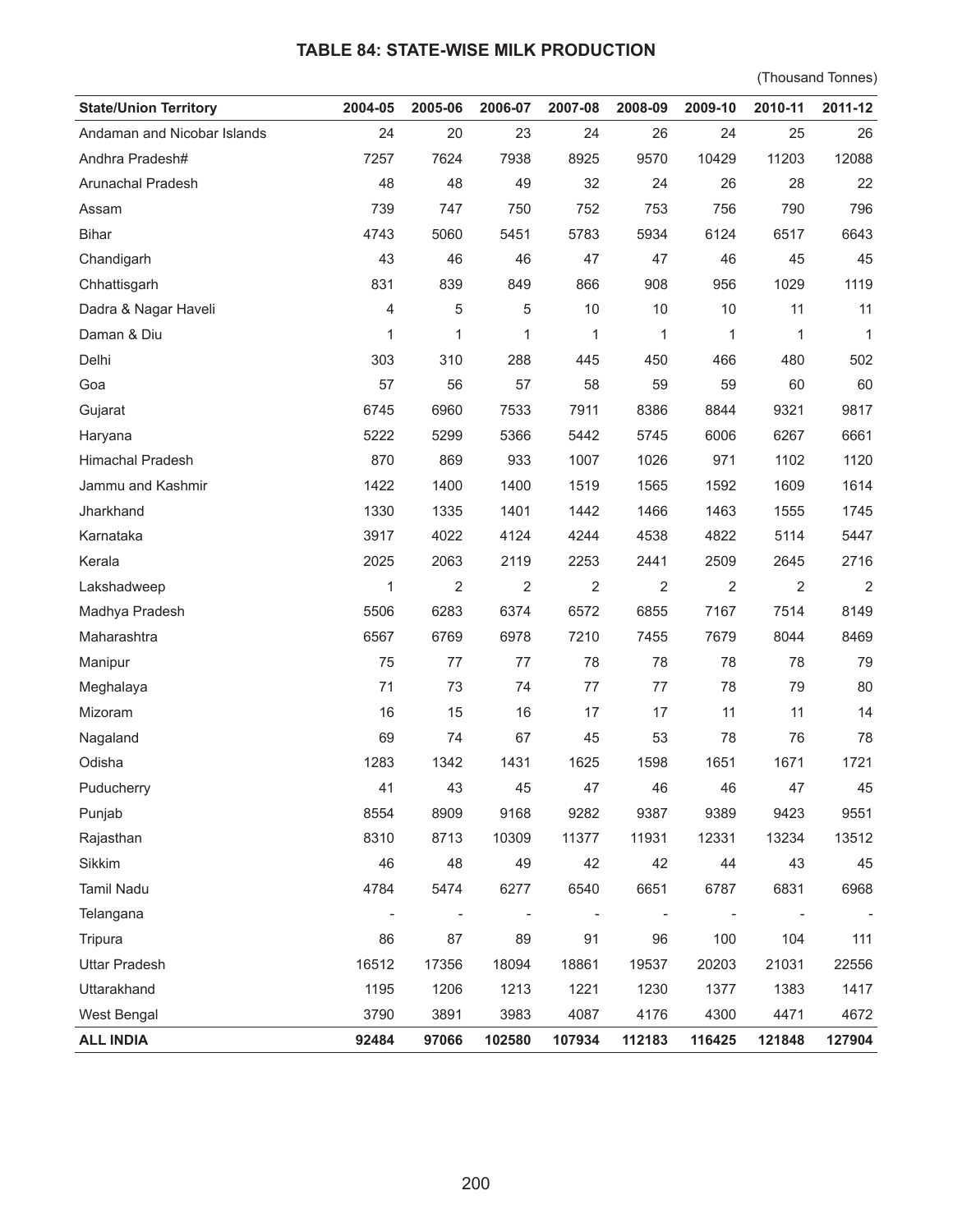### TABLE 84: STATE-WISE MILK PRODUCTION

(Thousand Tonnes)

| State/Union Territory | 2004-05 | 2005-06 | 2006-07 | 2007-08 | 2008-09 | 2009-10 | 2010-11 | 2011-12 |
|---|---|---|---|---|---|---|---|---|
| Andaman and Nicobar Islands | 24 | 20 | 23 | 24 | 26 | 24 | 25 | 26 |
| Andhra Pradesh# | 7257 | 7624 | 7938 | 8925 | 9570 | 10429 | 11203 | 12088 |
| Arunachal Pradesh | 48 | 48 | 49 | 32 | 24 | 26 | 28 | 22 |
| Assam | 739 | 747 | 750 | 752 | 753 | 756 | 790 | 796 |
| Bihar | 4743 | 5060 | 5451 | 5783 | 5934 | 6124 | 6517 | 6643 |
| Chandigarh | 43 | 46 | 46 | 47 | 47 | 46 | 45 | 45 |
| Chhattisgarh | 831 | 839 | 849 | 866 | 908 | 956 | 1029 | 1119 |
| Dadra & Nagar Haveli | 4 | 5 | 5 | 10 | 10 | 10 | 11 | 11 |
| Daman & Diu | 1 | 1 | 1 | 1 | 1 | 1 | 1 | 1 |
| Delhi | 303 | 310 | 288 | 445 | 450 | 466 | 480 | 502 |
| Goa | 57 | 56 | 57 | 58 | 59 | 59 | 60 | 60 |
| Gujarat | 6745 | 6960 | 7533 | 7911 | 8386 | 8844 | 9321 | 9817 |
| Haryana | 5222 | 5299 | 5366 | 5442 | 5745 | 6006 | 6267 | 6661 |
| Himachal Pradesh | 870 | 869 | 933 | 1007 | 1026 | 971 | 1102 | 1120 |
| Jammu and Kashmir | 1422 | 1400 | 1400 | 1519 | 1565 | 1592 | 1609 | 1614 |
| Jharkhand | 1330 | 1335 | 1401 | 1442 | 1466 | 1463 | 1555 | 1745 |
| Karnataka | 3917 | 4022 | 4124 | 4244 | 4538 | 4822 | 5114 | 5447 |
| Kerala | 2025 | 2063 | 2119 | 2253 | 2441 | 2509 | 2645 | 2716 |
| Lakshadweep | 1 | 2 | 2 | 2 | 2 | 2 | 2 | 2 |
| Madhya Pradesh | 5506 | 6283 | 6374 | 6572 | 6855 | 7167 | 7514 | 8149 |
| Maharashtra | 6567 | 6769 | 6978 | 7210 | 7455 | 7679 | 8044 | 8469 |
| Manipur | 75 | 77 | 77 | 78 | 78 | 78 | 78 | 79 |
| Meghalaya | 71 | 73 | 74 | 77 | 77 | 78 | 79 | 80 |
| Mizoram | 16 | 15 | 16 | 17 | 17 | 11 | 11 | 14 |
| Nagaland | 69 | 74 | 67 | 45 | 53 | 78 | 76 | 78 |
| Odisha | 1283 | 1342 | 1431 | 1625 | 1598 | 1651 | 1671 | 1721 |
| Puducherry | 41 | 43 | 45 | 47 | 46 | 46 | 47 | 45 |
| Punjab | 8554 | 8909 | 9168 | 9282 | 9387 | 9389 | 9423 | 9551 |
| Rajasthan | 8310 | 8713 | 10309 | 11377 | 11931 | 12331 | 13234 | 13512 |
| Sikkim | 46 | 48 | 49 | 42 | 42 | 44 | 43 | 45 |
| Tamil Nadu | 4784 | 5474 | 6277 | 6540 | 6651 | 6787 | 6831 | 6968 |
| Telangana | - | - | - | - | - | - | - | - |
| Tripura | 86 | 87 | 89 | 91 | 96 | 100 | 104 | 111 |
| Uttar Pradesh | 16512 | 17356 | 18094 | 18861 | 19537 | 20203 | 21031 | 22556 |
| Uttarakhand | 1195 | 1206 | 1213 | 1221 | 1230 | 1377 | 1383 | 1417 |
| West Bengal | 3790 | 3891 | 3983 | 4087 | 4176 | 4300 | 4471 | 4672 |
| **ALL INDIA** | **92484** | **97066** | **102580** | **107934** | **112183** | **116425** | **121848** | **127904** |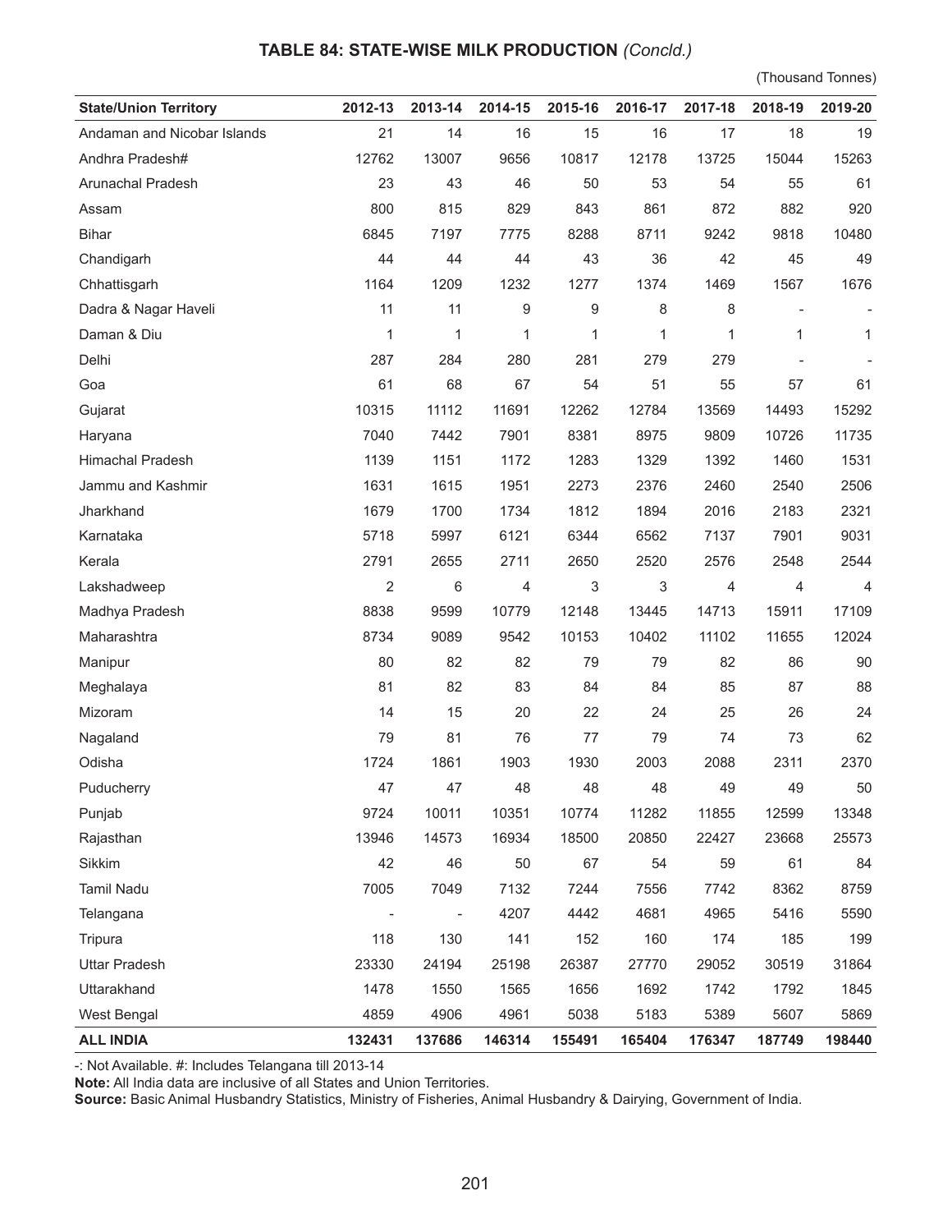## TABLE 84: STATE-WISE MILK PRODUCTION *(Concld.)*

(Thousand Tonnes)

| State/Union Territory | 2012-13 | 2013-14 | 2014-15 | 2015-16 | 2016-17 | 2017-18 | 2018-19 | 2019-20 |
|---|---|---|---|---|---|---|---|---|
| Andaman and Nicobar Islands | 21 | 14 | 16 | 15 | 16 | 17 | 18 | 19 |
| Andhra Pradesh# | 12762 | 13007 | 9656 | 10817 | 12178 | 13725 | 15044 | 15263 |
| Arunachal Pradesh | 23 | 43 | 46 | 50 | 53 | 54 | 55 | 61 |
| Assam | 800 | 815 | 829 | 843 | 861 | 872 | 882 | 920 |
| Bihar | 6845 | 7197 | 7775 | 8288 | 8711 | 9242 | 9818 | 10480 |
| Chandigarh | 44 | 44 | 44 | 43 | 36 | 42 | 45 | 49 |
| Chhattisgarh | 1164 | 1209 | 1232 | 1277 | 1374 | 1469 | 1567 | 1676 |
| Dadra & Nagar Haveli | 11 | 11 | 9 | 9 | 8 | 8 | - | - |
| Daman & Diu | 1 | 1 | 1 | 1 | 1 | 1 | 1 | 1 |
| Delhi | 287 | 284 | 280 | 281 | 279 | 279 | - | - |
| Goa | 61 | 68 | 67 | 54 | 51 | 55 | 57 | 61 |
| Gujarat | 10315 | 11112 | 11691 | 12262 | 12784 | 13569 | 14493 | 15292 |
| Haryana | 7040 | 7442 | 7901 | 8381 | 8975 | 9809 | 10726 | 11735 |
| Himachal Pradesh | 1139 | 1151 | 1172 | 1283 | 1329 | 1392 | 1460 | 1531 |
| Jammu and Kashmir | 1631 | 1615 | 1951 | 2273 | 2376 | 2460 | 2540 | 2506 |
| Jharkhand | 1679 | 1700 | 1734 | 1812 | 1894 | 2016 | 2183 | 2321 |
| Karnataka | 5718 | 5997 | 6121 | 6344 | 6562 | 7137 | 7901 | 9031 |
| Kerala | 2791 | 2655 | 2711 | 2650 | 2520 | 2576 | 2548 | 2544 |
| Lakshadweep | 2 | 6 | 4 | 3 | 3 | 4 | 4 | 4 |
| Madhya Pradesh | 8838 | 9599 | 10779 | 12148 | 13445 | 14713 | 15911 | 17109 |
| Maharashtra | 8734 | 9089 | 9542 | 10153 | 10402 | 11102 | 11655 | 12024 |
| Manipur | 80 | 82 | 82 | 79 | 79 | 82 | 86 | 90 |
| Meghalaya | 81 | 82 | 83 | 84 | 84 | 85 | 87 | 88 |
| Mizoram | 14 | 15 | 20 | 22 | 24 | 25 | 26 | 24 |
| Nagaland | 79 | 81 | 76 | 77 | 79 | 74 | 73 | 62 |
| Odisha | 1724 | 1861 | 1903 | 1930 | 2003 | 2088 | 2311 | 2370 |
| Puducherry | 47 | 47 | 48 | 48 | 48 | 49 | 49 | 50 |
| Punjab | 9724 | 10011 | 10351 | 10774 | 11282 | 11855 | 12599 | 13348 |
| Rajasthan | 13946 | 14573 | 16934 | 18500 | 20850 | 22427 | 23668 | 25573 |
| Sikkim | 42 | 46 | 50 | 67 | 54 | 59 | 61 | 84 |
| Tamil Nadu | 7005 | 7049 | 7132 | 7244 | 7556 | 7742 | 8362 | 8759 |
| Telangana | - | - | 4207 | 4442 | 4681 | 4965 | 5416 | 5590 |
| Tripura | 118 | 130 | 141 | 152 | 160 | 174 | 185 | 199 |
| Uttar Pradesh | 23330 | 24194 | 25198 | 26387 | 27770 | 29052 | 30519 | 31864 |
| Uttarakhand | 1478 | 1550 | 1565 | 1656 | 1692 | 1742 | 1792 | 1845 |
| West Bengal | 4859 | 4906 | 4961 | 5038 | 5183 | 5389 | 5607 | 5869 |
| **ALL INDIA** | **132431** | **137686** | **146314** | **155491** | **165404** | **176347** | **187749** | **198440** |

-: Not Available. #: Includes Telangana till 2013-14

**Note:** All India data are inclusive of all States and Union Territories.

**Source:** Basic Animal Husbandry Statistics, Ministry of Fisheries, Animal Husbandry & Dairying, Government of India.